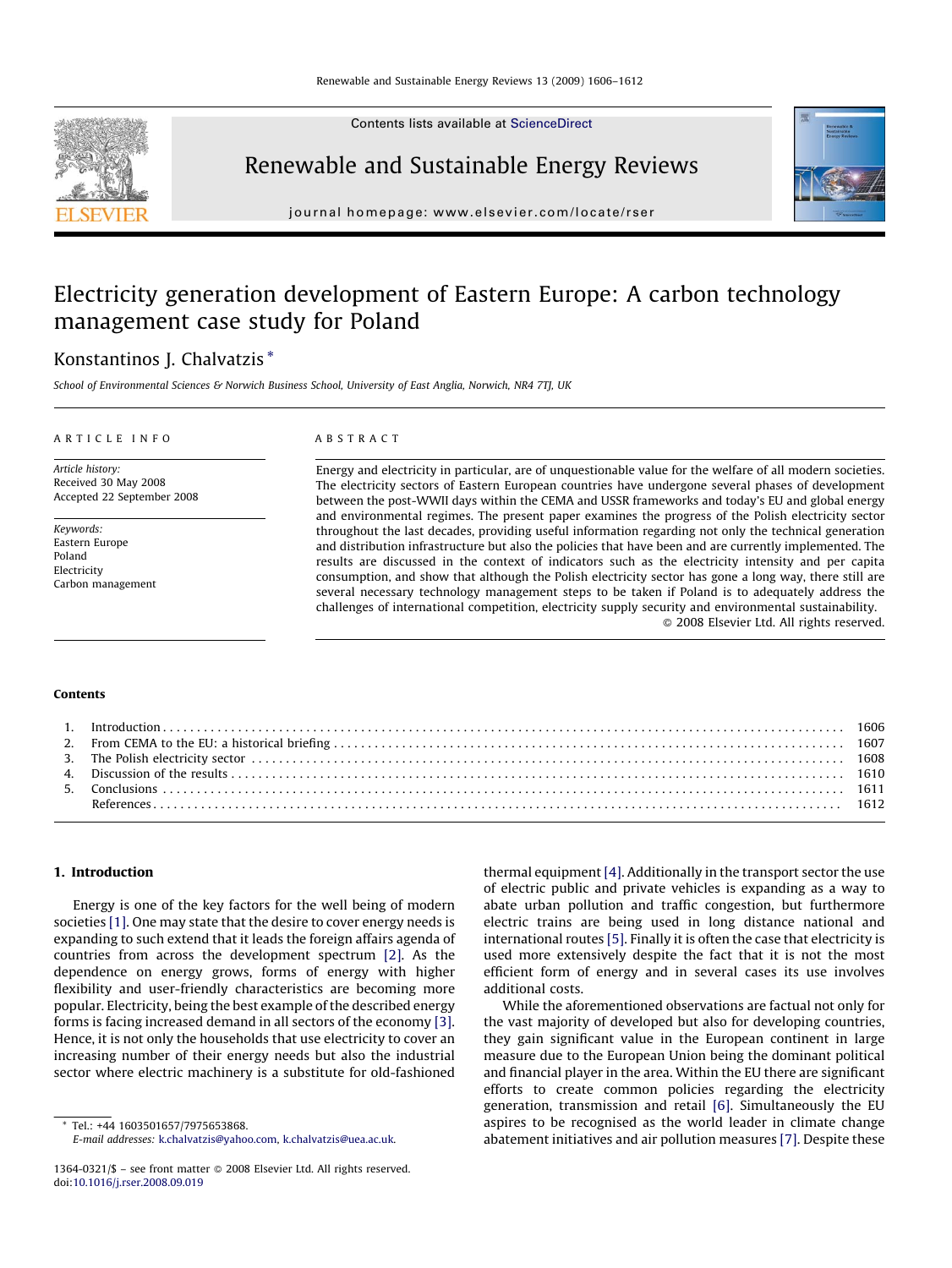Contents lists available at ScienceDirect

Renewable and Sustainable Energy Reviews

journal homepage: www.elsevier.com/locate/rser

# Electricity generation development of Eastern Europe: A carbon technology management case study for Poland

Konstantinos J. Chalvatzis *

School of Environmental Sciences & Norwich Business School, University of East Anglia, Norwich, NR4 7TJ, UK

ARTICLE INFO

*Article history:*
Received 30 May 2008
Accepted 22 September 2008

*Keywords:*
Eastern Europe
Poland
Electricity
Carbon management

ABSTRACT

Energy and electricity in particular, are of unquestionable value for the welfare of all modern societies. The electricity sectors of Eastern European countries have undergone several phases of development between the post-WWII days within the CEMA and USSR frameworks and today's EU and global energy and environmental regimes. The present paper examines the progress of the Polish electricity sector throughout the last decades, providing useful information regarding not only the technical generation and distribution infrastructure but also the policies that have been and are currently implemented. The results are discussed in the context of indicators such as the electricity intensity and per capita consumption, and show that although the Polish electricity sector has gone a long way, there still are several necessary technology management steps to be taken if Poland is to adequately address the challenges of international competition, electricity supply security and environmental sustainability.

© 2008 Elsevier Ltd. All rights reserved.

**Contents**

| | | |
|---|---|---|
| 1. | Introduction | 1606 |
| 2. | From CEMA to the EU: a historical briefing | 1607 |
| 3. | The Polish electricity sector | 1608 |
| 4. | Discussion of the results | 1610 |
| 5. | Conclusions | 1611 |
| | References | 1612 |

## 1. Introduction

Energy is one of the key factors for the well being of modern societies [1]. One may state that the desire to cover energy needs is expanding to such extend that it leads the foreign affairs agenda of countries from across the development spectrum [2]. As the dependence on energy grows, forms of energy with higher flexibility and user-friendly characteristics are becoming more popular. Electricity, being the best example of the described energy forms is facing increased demand in all sectors of the economy [3]. Hence, it is not only the households that use electricity to cover an increasing number of their energy needs but also the industrial sector where electric machinery is a substitute for old-fashioned thermal equipment [4]. Additionally in the transport sector the use of electric public and private vehicles is expanding as a way to abate urban pollution and traffic congestion, but furthermore electric trains are being used in long distance national and international routes [5]. Finally it is often the case that electricity is used more extensively despite the fact that it is not the most efficient form of energy and in several cases its use involves additional costs.

While the aforementioned observations are factual not only for the vast majority of developed but also for developing countries, they gain significant value in the European continent in large measure due to the European Union being the dominant political and financial player in the area. Within the EU there are significant efforts to create common policies regarding the electricity generation, transmission and retail [6]. Simultaneously the EU aspires to be recognised as the world leader in climate change abatement initiatives and air pollution measures [7]. Despite these

* Tel.: +44 1603501657/7975653868.
E-mail addresses: k.chalvatzis@yahoo.com, k.chalvatzis@uea.ac.uk.

1364-0321/$ – see front matter © 2008 Elsevier Ltd. All rights reserved.
doi:10.1016/j.rser.2008.09.019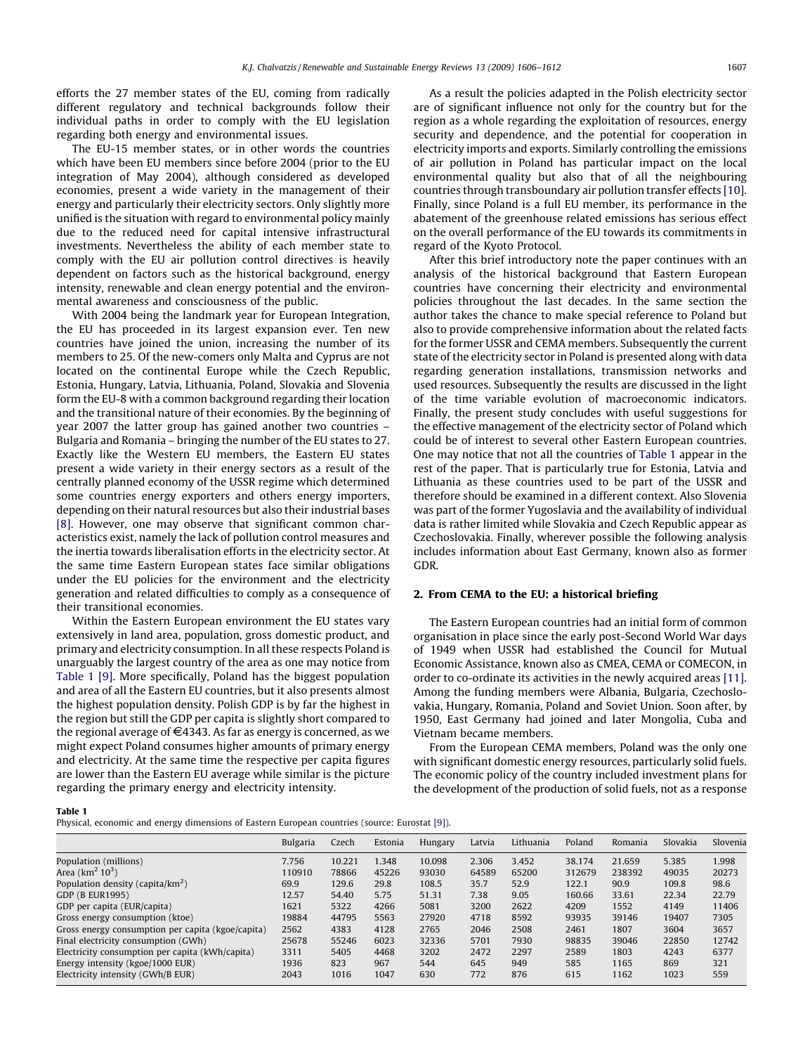efforts the 27 member states of the EU, coming from radically different regulatory and technical backgrounds follow their individual paths in order to comply with the EU legislation regarding both energy and environmental issues.

The EU-15 member states, or in other words the countries which have been EU members since before 2004 (prior to the EU integration of May 2004), although considered as developed economies, present a wide variety in the management of their energy and particularly their electricity sectors. Only slightly more unified is the situation with regard to environmental policy mainly due to the reduced need for capital intensive infrastructural investments. Nevertheless the ability of each member state to comply with the EU air pollution control directives is heavily dependent on factors such as the historical background, energy intensity, renewable and clean energy potential and the environmental awareness and consciousness of the public.

With 2004 being the landmark year for European Integration, the EU has proceeded in its largest expansion ever. Ten new countries have joined the union, increasing the number of its members to 25. Of the new-comers only Malta and Cyprus are not located on the continental Europe while the Czech Republic, Estonia, Hungary, Latvia, Lithuania, Poland, Slovakia and Slovenia form the EU-8 with a common background regarding their location and the transitional nature of their economies. By the beginning of year 2007 the latter group has gained another two countries – Bulgaria and Romania – bringing the number of the EU states to 27. Exactly like the Western EU members, the Eastern EU states present a wide variety in their energy sectors as a result of the centrally planned economy of the USSR regime which determined some countries energy exporters and others energy importers, depending on their natural resources but also their industrial bases [8]. However, one may observe that significant common characteristics exist, namely the lack of pollution control measures and the inertia towards liberalisation efforts in the electricity sector. At the same time Eastern European states face similar obligations under the EU policies for the environment and the electricity generation and related difficulties to comply as a consequence of their transitional economies.

Within the Eastern European environment the EU states vary extensively in land area, population, gross domestic product, and primary and electricity consumption. In all these respects Poland is unarguably the largest country of the area as one may notice from Table 1 [9]. More specifically, Poland has the biggest population and area of all the Eastern EU countries, but it also presents almost the highest population density. Polish GDP is by far the highest in the region but still the GDP per capita is slightly short compared to the regional average of €4343. As far as energy is concerned, as we might expect Poland consumes higher amounts of primary energy and electricity. At the same time the respective per capita figures are lower than the Eastern EU average while similar is the picture regarding the primary energy and electricity intensity.

As a result the policies adapted in the Polish electricity sector are of significant influence not only for the country but for the region as a whole regarding the exploitation of resources, energy security and dependence, and the potential for cooperation in electricity imports and exports. Similarly controlling the emissions of air pollution in Poland has particular impact on the local environmental quality but also that of all the neighbouring countries through transboundary air pollution transfer effects [10]. Finally, since Poland is a full EU member, its performance in the abatement of the greenhouse related emissions has serious effect on the overall performance of the EU towards its commitments in regard of the Kyoto Protocol.

After this brief introductory note the paper continues with an analysis of the historical background that Eastern European countries have concerning their electricity and environmental policies throughout the last decades. In the same section the author takes the chance to make special reference to Poland but also to provide comprehensive information about the related facts for the former USSR and CEMA members. Subsequently the current state of the electricity sector in Poland is presented along with data regarding generation installations, transmission networks and used resources. Subsequently the results are discussed in the light of the time variable evolution of macroeconomic indicators. Finally, the present study concludes with useful suggestions for the effective management of the electricity sector of Poland which could be of interest to several other Eastern European countries. One may notice that not all the countries of Table 1 appear in the rest of the paper. That is particularly true for Estonia, Latvia and Lithuania as these countries used to be part of the USSR and therefore should be examined in a different context. Also Slovenia was part of the former Yugoslavia and the availability of individual data is rather limited while Slovakia and Czech Republic appear as Czechoslovakia. Finally, wherever possible the following analysis includes information about East Germany, known also as former GDR.

## 2. From CEMA to the EU: a historical briefing

The Eastern European countries had an initial form of common organisation in place since the early post-Second World War days of 1949 when USSR had established the Council for Mutual Economic Assistance, known also as CMEA, CEMA or COMECON, in order to co-ordinate its activities in the newly acquired areas [11]. Among the funding members were Albania, Bulgaria, Czechoslovakia, Hungary, Romania, Poland and Soviet Union. Soon after, by 1950, East Germany had joined and later Mongolia, Cuba and Vietnam became members.

From the European CEMA members, Poland was the only one with significant domestic energy resources, particularly solid fuels. The economic policy of the country included investment plans for the development of the production of solid fuels, not as a response

**Table 1**
Physical, economic and energy dimensions of Eastern European countries (source: Eurostat [9]).

| | Bulgaria | Czech | Estonia | Hungary | Latvia | Lithuania | Poland | Romania | Slovakia | Slovenia |
|---|---|---|---|---|---|---|---|---|---|---|
| Population (millions) | 7.756 | 10.221 | 1.348 | 10.098 | 2.306 | 3.452 | 38.174 | 21.659 | 5.385 | 1.998 |
| Area (km$^2$ $10^3$) | 110910 | 78866 | 45226 | 93030 | 64589 | 65200 | 312679 | 238392 | 49035 | 20273 |
| Population density (capita/km$^2$) | 69.9 | 129.6 | 29.8 | 108.5 | 35.7 | 52.9 | 122.1 | 90.9 | 109.8 | 98.6 |
| GDP (B EUR1995) | 12.57 | 54.40 | 5.75 | 51.31 | 7.38 | 9.05 | 160.66 | 33.61 | 22.34 | 22.79 |
| GDP per capita (EUR/capita) | 1621 | 5322 | 4266 | 5081 | 3200 | 2622 | 4209 | 1552 | 4149 | 11406 |
| Gross energy consumption (ktoe) | 19884 | 44795 | 5563 | 27920 | 4718 | 8592 | 93935 | 39146 | 19407 | 7305 |
| Gross energy consumption per capita (kgoe/capita) | 2562 | 4383 | 4128 | 2765 | 2046 | 2508 | 2461 | 1807 | 3604 | 3657 |
| Final electricity consumption (GWh) | 25678 | 55246 | 6023 | 32336 | 5701 | 7930 | 98835 | 39046 | 22850 | 12742 |
| Electricity consumption per capita (kWh/capita) | 3311 | 5405 | 4468 | 3202 | 2472 | 2297 | 2589 | 1803 | 4243 | 6377 |
| Energy intensity (kgoe/1000 EUR) | 1936 | 823 | 967 | 544 | 645 | 949 | 585 | 1165 | 869 | 321 |
| Electricity intensity (GWh/B EUR) | 2043 | 1016 | 1047 | 630 | 772 | 876 | 615 | 1162 | 1023 | 559 |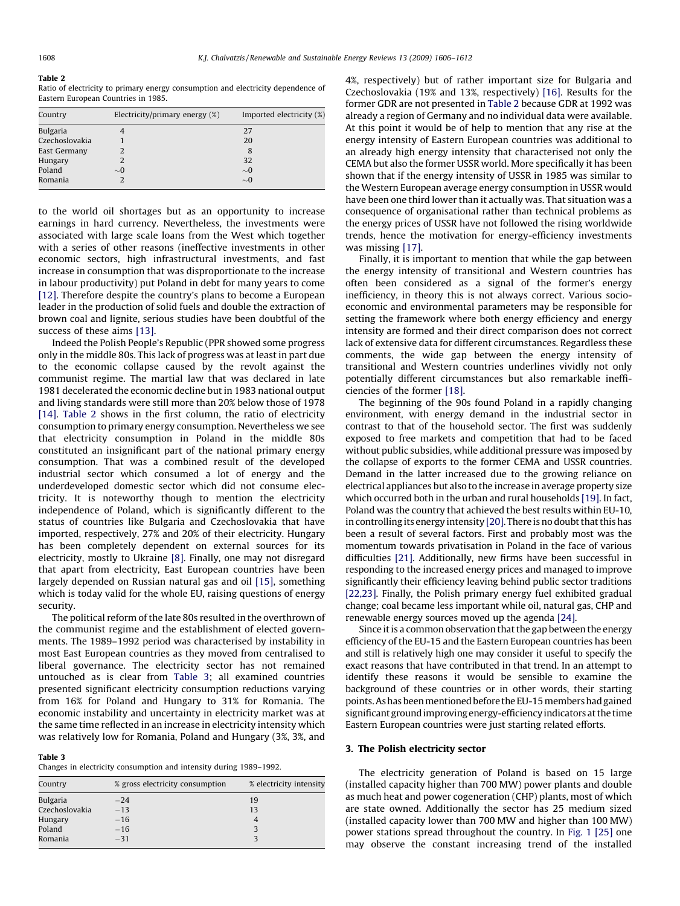**Table 2**
Ratio of electricity to primary energy consumption and electricity dependence of Eastern European Countries in 1985.

| Country | Electricity/primary energy (%) | Imported electricity (%) |
|---|---|---|
| Bulgaria | 4 | 27 |
| Czechoslovakia | 1 | 20 |
| East Germany | 2 | 8 |
| Hungary | 2 | 32 |
| Poland | ~0 | ~0 |
| Romania | 2 | ~0 |

to the world oil shortages but as an opportunity to increase earnings in hard currency. Nevertheless, the investments were associated with large scale loans from the West which together with a series of other reasons (ineffective investments in other economic sectors, high infrastructural investments, and fast increase in consumption that was disproportionate to the increase in labour productivity) put Poland in debt for many years to come [12]. Therefore despite the country's plans to become a European leader in the production of solid fuels and double the extraction of brown coal and lignite, serious studies have been doubtful of the success of these aims [13].

Indeed the Polish People's Republic (PPR showed some progress only in the middle 80s. This lack of progress was at least in part due to the economic collapse caused by the revolt against the communist regime. The martial law that was declared in late 1981 decelerated the economic decline but in 1983 national output and living standards were still more than 20% below those of 1978 [14]. Table 2 shows in the first column, the ratio of electricity consumption to primary energy consumption. Nevertheless we see that electricity consumption in Poland in the middle 80s constituted an insignificant part of the national primary energy consumption. That was a combined result of the developed industrial sector which consumed a lot of energy and the underdeveloped domestic sector which did not consume electricity. It is noteworthy though to mention the electricity independence of Poland, which is significantly different to the status of countries like Bulgaria and Czechoslovakia that have imported, respectively, 27% and 20% of their electricity. Hungary has been completely dependent on external sources for its electricity, mostly to Ukraine [8]. Finally, one may not disregard that apart from electricity, East European countries have been largely depended on Russian natural gas and oil [15], something which is today valid for the whole EU, raising questions of energy security.

The political reform of the late 80s resulted in the overthrown of the communist regime and the establishment of elected governments. The 1989–1992 period was characterised by instability in most East European countries as they moved from centralised to liberal governance. The electricity sector has not remained untouched as is clear from Table 3; all examined countries presented significant electricity consumption reductions varying from 16% for Poland and Hungary to 31% for Romania. The economic instability and uncertainty in electricity market was at the same time reflected in an increase in electricity intensity which was relatively low for Romania, Poland and Hungary (3%, 3%, and 4%, respectively) but of rather important size for Bulgaria and Czechoslovakia (19% and 13%, respectively) [16]. Results for the former GDR are not presented in Table 2 because GDR at 1992 was already a region of Germany and no individual data were available. At this point it would be of help to mention that any rise at the energy intensity of Eastern European countries was additional to an already high energy intensity that characterised not only the CEMA but also the former USSR world. More specifically it has been shown that if the energy intensity of USSR in 1985 was similar to the Western European average energy consumption in USSR would have been one third lower than it actually was. That situation was a consequence of organisational rather than technical problems as the energy prices of USSR have not followed the rising worldwide trends, hence the motivation for energy-efficiency investments was missing [17].

**Table 3**
Changes in electricity consumption and intensity during 1989–1992.

| Country | % gross electricity consumption | % electricity intensity |
|---|---|---|
| Bulgaria | −24 | 19 |
| Czechoslovakia | −13 | 13 |
| Hungary | −16 | 4 |
| Poland | −16 | 3 |
| Romania | −31 | 3 |

Finally, it is important to mention that while the gap between the energy intensity of transitional and Western countries has often been considered as a signal of the former's energy inefficiency, in theory this is not always correct. Various socio-economic and environmental parameters may be responsible for setting the framework where both energy efficiency and energy intensity are formed and their direct comparison does not correct lack of extensive data for different circumstances. Regardless these comments, the wide gap between the energy intensity of transitional and Western countries underlines vividly not only potentially different circumstances but also remarkable inefficiencies of the former [18].

The beginning of the 90s found Poland in a rapidly changing environment, with energy demand in the industrial sector in contrast to that of the household sector. The first was suddenly exposed to free markets and competition that had to be faced without public subsidies, while additional pressure was imposed by the collapse of exports to the former CEMA and USSR countries. Demand in the latter increased due to the growing reliance on electrical appliances but also to the increase in average property size which occurred both in the urban and rural households [19]. In fact, Poland was the country that achieved the best results within EU-10, in controlling its energy intensity [20]. There is no doubt that this has been a result of several factors. First and probably most was the momentum towards privatisation in Poland in the face of various difficulties [21]. Additionally, new firms have been successful in responding to the increased energy prices and managed to improve significantly their efficiency leaving behind public sector traditions [22,23]. Finally, the Polish primary energy fuel exhibited gradual change; coal became less important while oil, natural gas, CHP and renewable energy sources moved up the agenda [24].

Since it is a common observation that the gap between the energy efficiency of the EU-15 and the Eastern European countries has been and still is relatively high one may consider it useful to specify the exact reasons that have contributed in that trend. In an attempt to identify these reasons it would be sensible to examine the background of these countries or in other words, their starting points. As has been mentioned before the EU-15 members had gained significant ground improving energy-efficiency indicators at the time Eastern European countries were just starting related efforts.

## 3. The Polish electricity sector

The electricity generation of Poland is based on 15 large (installed capacity higher than 700 MW) power plants and double as much heat and power cogeneration (CHP) plants, most of which are state owned. Additionally the sector has 25 medium sized (installed capacity lower than 700 MW and higher than 100 MW) power stations spread throughout the country. In Fig. 1 [25] one may observe the constant increasing trend of the installed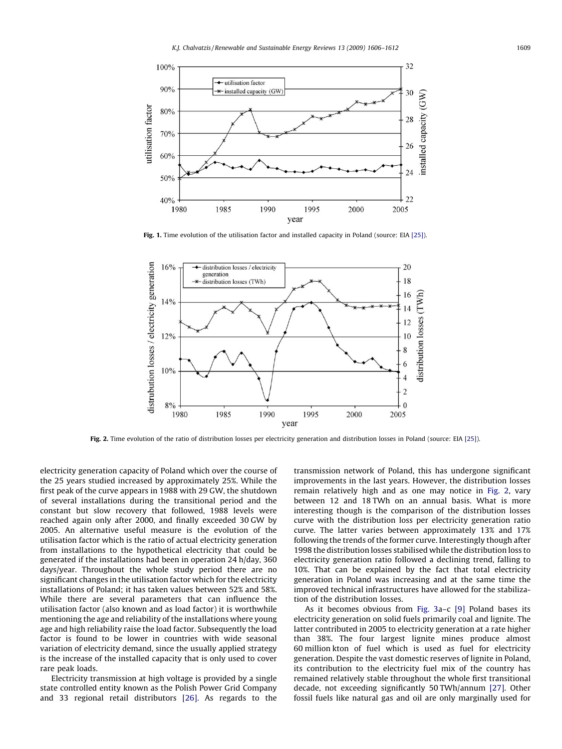Fig. 1. Time evolution of the utilisation factor and installed capacity in Poland (source: EIA [25]).

Fig. 2. Time evolution of the ratio of distribution losses per electricity generation and distribution losses in Poland (source: EIA [25]).

electricity generation capacity of Poland which over the course of the 25 years studied increased by approximately 25%. While the first peak of the curve appears in 1988 with 29 GW, the shutdown of several installations during the transitional period and the constant but slow recovery that followed, 1988 levels were reached again only after 2000, and finally exceeded 30 GW by 2005. An alternative useful measure is the evolution of the utilisation factor which is the ratio of actual electricity generation from installations to the hypothetical electricity that could be generated if the installations had been in operation 24 h/day, 360 days/year. Throughout the whole study period there are no significant changes in the utilisation factor which for the electricity installations of Poland; it has taken values between 52% and 58%. While there are several parameters that can influence the utilisation factor (also known and as load factor) it is worthwhile mentioning the age and reliability of the installations where young age and high reliability raise the load factor. Subsequently the load factor is found to be lower in countries with wide seasonal variation of electricity demand, since the usually applied strategy is the increase of the installed capacity that is only used to cover rare peak loads.

Electricity transmission at high voltage is provided by a single state controlled entity known as the Polish Power Grid Company and 33 regional retail distributors [26]. As regards to the transmission network of Poland, this has undergone significant improvements in the last years. However, the distribution losses remain relatively high and as one may notice in Fig. 2, vary between 12 and 18 TWh on an annual basis. What is more interesting though is the comparison of the distribution losses curve with the distribution loss per electricity generation ratio curve. The latter varies between approximately 13% and 17% following the trends of the former curve. Interestingly though after 1998 the distribution losses stabilised while the distribution loss to electricity generation ratio followed a declining trend, falling to 10%. That can be explained by the fact that total electricity generation in Poland was increasing and at the same time the improved technical infrastructures have allowed for the stabilization of the distribution losses.

As it becomes obvious from Fig. 3a–c [9] Poland bases its electricity generation on solid fuels primarily coal and lignite. The latter contributed in 2005 to electricity generation at a rate higher than 38%. The four largest lignite mines produce almost 60 million kton of fuel which is used as fuel for electricity generation. Despite the vast domestic reserves of lignite in Poland, its contribution to the electricity fuel mix of the country has remained relatively stable throughout the whole first transitional decade, not exceeding significantly 50 TWh/annum [27]. Other fossil fuels like natural gas and oil are only marginally used for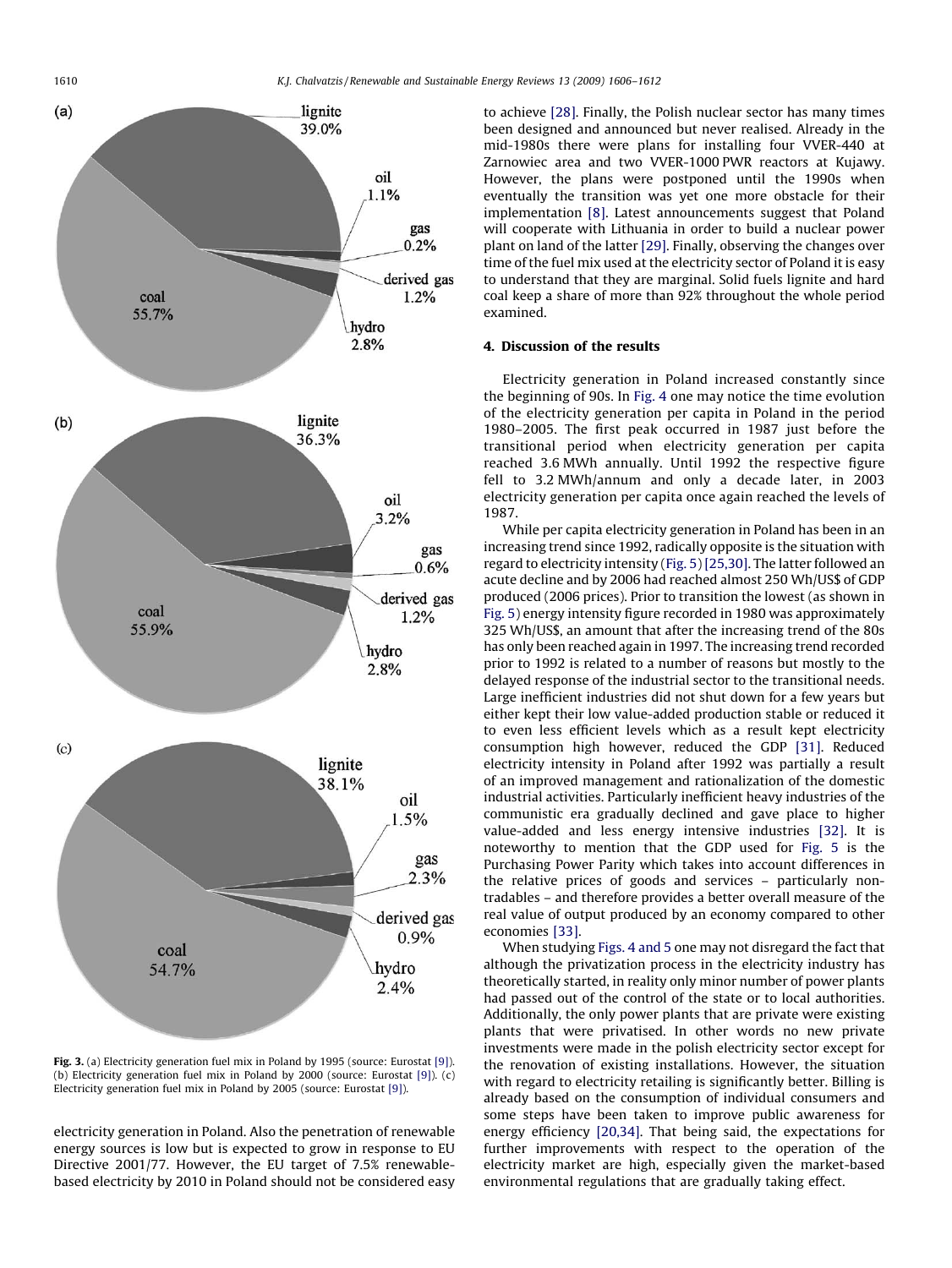(a)

lignite 39.0%

oil 1.1%

gas 0.2%

derived gas 1.2%

coal 55.7%

hydro 2.8%

(b)

lignite 36.3%

oil 3.2%

gas 0.6%

derived gas 1.2%

coal 55.9%

hydro 2.8%

(c)

lignite 38.1%

oil 1.5%

gas 2.3%

derived gas 0.9%

coal 54.7%

hydro 2.4%

**Fig. 3.** (a) Electricity generation fuel mix in Poland by 1995 (source: Eurostat [9]). (b) Electricity generation fuel mix in Poland by 2000 (source: Eurostat [9]). (c) Electricity generation fuel mix in Poland by 2005 (source: Eurostat [9]).

electricity generation in Poland. Also the penetration of renewable energy sources is low but is expected to grow in response to EU Directive 2001/77. However, the EU target of 7.5% renewable-based electricity by 2010 in Poland should not be considered easy to achieve [28]. Finally, the Polish nuclear sector has many times been designed and announced but never realised. Already in the mid-1980s there were plans for installing four VVER-440 at Zarnowiec area and two VVER-1000 PWR reactors at Kujawy. However, the plans were postponed until the 1990s when eventually the transition was yet one more obstacle for their implementation [8]. Latest announcements suggest that Poland will cooperate with Lithuania in order to build a nuclear power plant on land of the latter [29]. Finally, observing the changes over time of the fuel mix used at the electricity sector of Poland it is easy to understand that they are marginal. Solid fuels lignite and hard coal keep a share of more than 92% throughout the whole period examined.

## 4. Discussion of the results

Electricity generation in Poland increased constantly since the beginning of 90s. In Fig. 4 one may notice the time evolution of the electricity generation per capita in Poland in the period 1980–2005. The first peak occurred in 1987 just before the transitional period when electricity generation per capita reached 3.6 MWh annually. Until 1992 the respective figure fell to 3.2 MWh/annum and only a decade later, in 2003 electricity generation per capita once again reached the levels of 1987.

While per capita electricity generation in Poland has been in an increasing trend since 1992, radically opposite is the situation with regard to electricity intensity (Fig. 5) [25,30]. The latter followed an acute decline and by 2006 had reached almost 250 Wh/US$ of GDP produced (2006 prices). Prior to transition the lowest (as shown in Fig. 5) energy intensity figure recorded in 1980 was approximately 325 Wh/US$, an amount that after the increasing trend of the 80s has only been reached again in 1997. The increasing trend recorded prior to 1992 is related to a number of reasons but mostly to the delayed response of the industrial sector to the transitional needs. Large inefficient industries did not shut down for a few years but either kept their low value-added production stable or reduced it to even less efficient levels which as a result kept electricity consumption high however, reduced the GDP [31]. Reduced electricity intensity in Poland after 1992 was partially a result of an improved management and rationalization of the domestic industrial activities. Particularly inefficient heavy industries of the communistic era gradually declined and gave place to higher value-added and less energy intensive industries [32]. It is noteworthy to mention that the GDP used for Fig. 5 is the Purchasing Power Parity which takes into account differences in the relative prices of goods and services – particularly non-tradables – and therefore provides a better overall measure of the real value of output produced by an economy compared to other economies [33].

When studying Figs. 4 and 5 one may not disregard the fact that although the privatization process in the electricity industry has theoretically started, in reality only minor number of power plants had passed out of the control of the state or to local authorities. Additionally, the only power plants that are private were existing plants that were privatised. In other words no new private investments were made in the polish electricity sector except for the renovation of existing installations. However, the situation with regard to electricity retailing is significantly better. Billing is already based on the consumption of individual consumers and some steps have been taken to improve public awareness for energy efficiency [20,34]. That being said, the expectations for further improvements with respect to the operation of the electricity market are high, especially given the market-based environmental regulations that are gradually taking effect.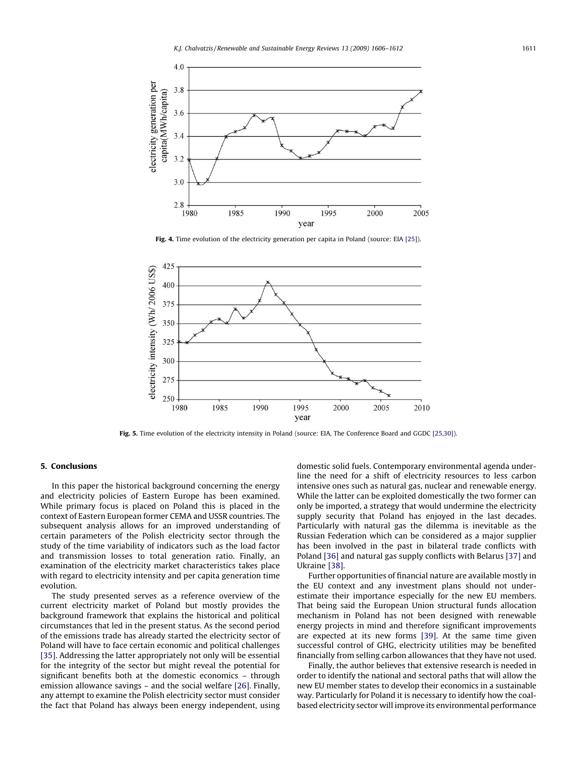4.0
3.8
3.6
3.4
3.2
3.0
2.8
electricity generation per capita(MWh/capita)
1980
1985
1990
1995
2000
2005
year

**Fig. 4.** Time evolution of the electricity generation per capita in Poland (source: EIA [25]).

425
400
375
350
325
300
275
250
electricity intensity (Wh/ 2006 US$)
1980
1985
1990
1995
2000
2005
2010
year

**Fig. 5.** Time evolution of the electricity intensity in Poland (source: EIA, The Conference Board and GGDC [25,30]).

## 5. Conclusions

In this paper the historical background concerning the energy and electricity policies of Eastern Europe has been examined. While primary focus is placed on Poland this is placed in the context of Eastern European former CEMA and USSR countries. The subsequent analysis allows for an improved understanding of certain parameters of the Polish electricity sector through the study of the time variability of indicators such as the load factor and transmission losses to total generation ratio. Finally, an examination of the electricity market characteristics takes place with regard to electricity intensity and per capita generation time evolution.

The study presented serves as a reference overview of the current electricity market of Poland but mostly provides the background framework that explains the historical and political circumstances that led in the present status. As the second period of the emissions trade has already started the electricity sector of Poland will have to face certain economic and political challenges [35]. Addressing the latter appropriately not only will be essential for the integrity of the sector but might reveal the potential for significant benefits both at the domestic economics – through emission allowance savings – and the social welfare [26]. Finally, any attempt to examine the Polish electricity sector must consider the fact that Poland has always been energy independent, using domestic solid fuels. Contemporary environmental agenda underline the need for a shift of electricity resources to less carbon intensive ones such as natural gas, nuclear and renewable energy. While the latter can be exploited domestically the two former can only be imported, a strategy that would undermine the electricity supply security that Poland has enjoyed in the last decades. Particularly with natural gas the dilemma is inevitable as the Russian Federation which can be considered as a major supplier has been involved in the past in bilateral trade conflicts with Poland [36] and natural gas supply conflicts with Belarus [37] and Ukraine [38].

Further opportunities of financial nature are available mostly in the EU context and any investment plans should not underestimate their importance especially for the new EU members. That being said the European Union structural funds allocation mechanism in Poland has not been designed with renewable energy projects in mind and therefore significant improvements are expected at its new forms [39]. At the same time given successful control of GHG, electricity utilities may be benefited financially from selling carbon allowances that they have not used.

Finally, the author believes that extensive research is needed in order to identify the national and sectoral paths that will allow the new EU member states to develop their economics in a sustainable way. Particularly for Poland it is necessary to identify how the coal-based electricity sector will improve its environmental performance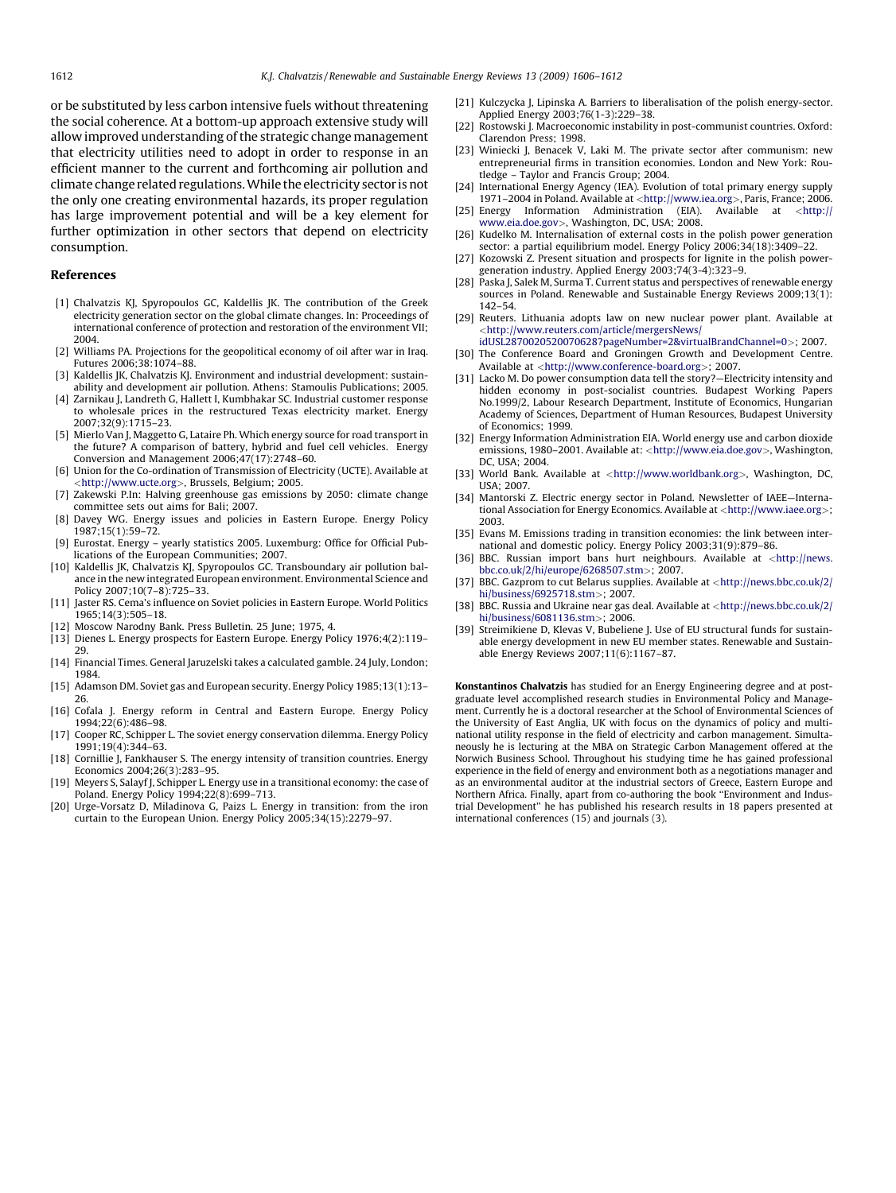or be substituted by less carbon intensive fuels without threatening the social coherence. At a bottom-up approach extensive study will allow improved understanding of the strategic change management that electricity utilities need to adopt in order to response in an efficient manner to the current and forthcoming air pollution and climate change related regulations. While the electricity sector is not the only one creating environmental hazards, its proper regulation has large improvement potential and will be a key element for further optimization in other sectors that depend on electricity consumption.

## References

[1] Chalvatzis KJ, Spyropoulos GC, Kaldellis JK. The contribution of the Greek electricity generation sector on the global climate changes. In: Proceedings of international conference of protection and restoration of the environment VII; 2004.

[2] Williams PA. Projections for the geopolitical economy of oil after war in Iraq. Futures 2006;38:1074–88.

[3] Kaldellis JK, Chalvatzis KJ. Environment and industrial development: sustainability and development air pollution. Athens: Stamoulis Publications; 2005.

[4] Zarnikau J, Landreth G, Hallett I, Kumbhakar SC. Industrial customer response to wholesale prices in the restructured Texas electricity market. Energy 2007;32(9):1715–23.

[5] Mierlo Van J, Maggetto G, Lataire Ph. Which energy source for road transport in the future? A comparison of battery, hybrid and fuel cell vehicles. Energy Conversion and Management 2006;47(17):2748–60.

[6] Union for the Co-ordination of Transmission of Electricity (UCTE). Available at <http://www.ucte.org>, Brussels, Belgium; 2005.

[7] Zakewski P.In: Halving greenhouse gas emissions by 2050: climate change committee sets out aims for Bali; 2007.

[8] Davey WG. Energy issues and policies in Eastern Europe. Energy Policy 1987;15(1):59–72.

[9] Eurostat. Energy – yearly statistics 2005. Luxemburg: Office for Official Publications of the European Communities; 2007.

[10] Kaldellis JK, Chalvatzis KJ, Spyropoulos GC. Transboundary air pollution balance in the new integrated European environment. Environmental Science and Policy 2007;10(7–8):725–33.

[11] Jaster RS. Cema's influence on Soviet policies in Eastern Europe. World Politics 1965;14(3):505–18.

[12] Moscow Narodny Bank. Press Bulletin. 25 June; 1975, 4.

[13] Dienes L. Energy prospects for Eastern Europe. Energy Policy 1976;4(2):119–29.

[14] Financial Times. General Jaruzelski takes a calculated gamble. 24 July, London; 1984.

[15] Adamson DM. Soviet gas and European security. Energy Policy 1985;13(1):13–26.

[16] Cofala J. Energy reform in Central and Eastern Europe. Energy Policy 1994;22(6):486–98.

[17] Cooper RC, Schipper L. The soviet energy conservation dilemma. Energy Policy 1991;19(4):344–63.

[18] Cornillie J, Fankhauser S. The energy intensity of transition countries. Energy Economics 2004;26(3):283–95.

[19] Meyers S, Salayf J, Schipper L. Energy use in a transitional economy: the case of Poland. Energy Policy 1994;22(8):699–713.

[20] Urge-Vorsatz D, Miladinova G, Paizs L. Energy in transition: from the iron curtain to the European Union. Energy Policy 2005;34(15):2279–97.

[21] Kulczycka J, Lipinska A. Barriers to liberalisation of the polish energy-sector. Applied Energy 2003;76(1-3):229–38.

[22] Rostowski J. Macroeconomic instability in post-communist countries. Oxford: Clarendon Press; 1998.

[23] Winiecki J, Benacek V, Laki M. The private sector after communism: new entrepreneurial firms in transition economies. London and New York: Routledge – Taylor and Francis Group; 2004.

[24] International Energy Agency (IEA). Evolution of total primary energy supply 1971–2004 in Poland. Available at <http://www.iea.org>, Paris, France; 2006.

[25] Energy Information Administration (EIA). Available at <http://www.eia.doe.gov>, Washington, DC, USA; 2008.

[26] Kudelko M. Internalisation of external costs in the polish power generation sector: a partial equilibrium model. Energy Policy 2006;34(18):3409–22.

[27] Kozowski Z. Present situation and prospects for lignite in the polish power-generation industry. Applied Energy 2003;74(3-4):323–9.

[28] Paska J, Salek M, Surma T. Current status and perspectives of renewable energy sources in Poland. Renewable and Sustainable Energy Reviews 2009;13(1):142–54.

[29] Reuters. Lithuania adopts law on new nuclear power plant. Available at <http://www.reuters.com/article/mergersNews/idUSL28700205200706 28?pageNumber=2&virtualBrandChannel=0>; 2007.

[30] The Conference Board and Groningen Growth and Development Centre. Available at <http://www.conference-board.org>; 2007.

[31] Lacko M. Do power consumption data tell the story?—Electricity intensity and hidden economy in post-socialist countries. Budapest Working Papers No.1999/2, Labour Research Department, Institute of Economics, Hungarian Academy of Sciences, Department of Human Resources, Budapest University of Economics; 1999.

[32] Energy Information Administration EIA. World energy use and carbon dioxide emissions, 1980–2001. Available at: <http://www.eia.doe.gov>, Washington, DC, USA; 2004.

[33] World Bank. Available at <http://www.worldbank.org>, Washington, DC, USA; 2007.

[34] Mantorski Z. Electric energy sector in Poland. Newsletter of IAEE—International Association for Energy Economics. Available at <http://www.iaee.org>; 2003.

[35] Evans M. Emissions trading in transition economies: the link between international and domestic policy. Energy Policy 2003;31(9):879–86.

[36] BBC. Russian import bans hurt neighbours. Available at <http://news.bbc.co.uk/2/hi/europe/6268507.stm>; 2007.

[37] BBC. Gazprom to cut Belarus supplies. Available at <http://news.bbc.co.uk/2/hi/business/6925718.stm>; 2007.

[38] BBC. Russia and Ukraine near gas deal. Available at <http://news.bbc.co.uk/2/hi/business/6081136.stm>; 2006.

[39] Streimikiene D, Klevas V, Bubeliene J. Use of EU structural funds for sustainable energy development in new EU member states. Renewable and Sustainable Energy Reviews 2007;11(6):1167–87.

**Konstantinos Chalvatzis** has studied for an Energy Engineering degree and at postgraduate level accomplished research studies in Environmental Policy and Management. Currently he is a doctoral researcher at the School of Environmental Sciences of the University of East Anglia, UK with focus on the dynamics of policy and multinational utility response in the field of electricity and carbon management. Simultaneously he is lecturing at the MBA on Strategic Carbon Management offered at the Norwich Business School. Throughout his studying time he has gained professional experience in the field of energy and environment both as a negotiations manager and as an environmental auditor at the industrial sectors of Greece, Eastern Europe and Northern Africa. Finally, apart from co-authoring the book "Environment and Industrial Development" he has published his research results in 18 papers presented at international conferences (15) and journals (3).